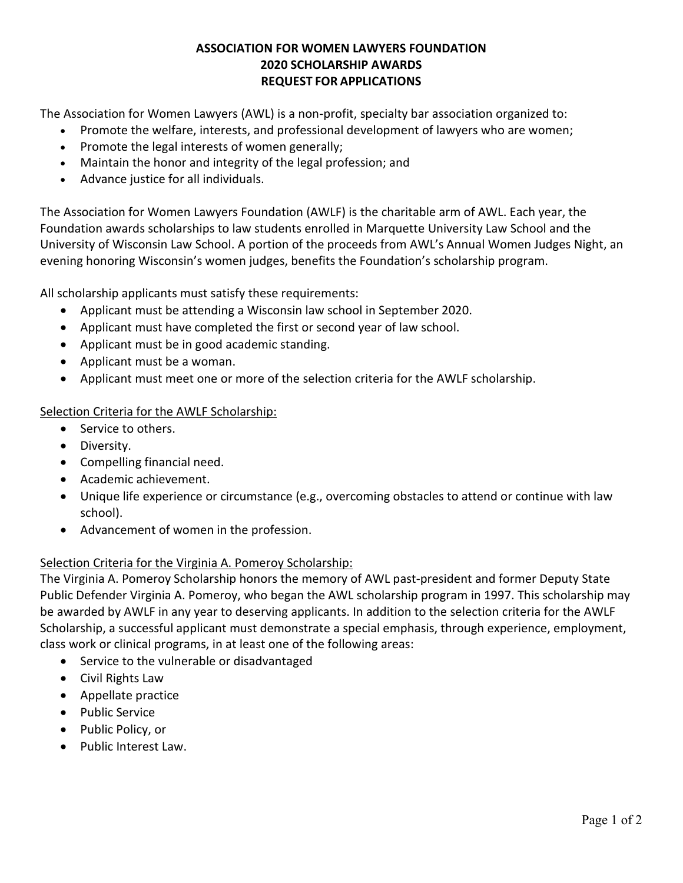# ASSOCIATION FOR WOMEN LAWYERS FOUNDATION
# 2020 SCHOLARSHIP AWARDS
# REQUEST FOR APPLICATIONS

The Association for Women Lawyers (AWL) is a non-profit, specialty bar association organized to:

- Promote the welfare, interests, and professional development of lawyers who are women;
- Promote the legal interests of women generally;
- Maintain the honor and integrity of the legal profession; and
- Advance justice for all individuals.

The Association for Women Lawyers Foundation (AWLF) is the charitable arm of AWL. Each year, the Foundation awards scholarships to law students enrolled in Marquette University Law School and the University of Wisconsin Law School. A portion of the proceeds from AWL's Annual Women Judges Night, an evening honoring Wisconsin's women judges, benefits the Foundation's scholarship program.

All scholarship applicants must satisfy these requirements:

- Applicant must be attending a Wisconsin law school in September 2020.
- Applicant must have completed the first or second year of law school.
- Applicant must be in good academic standing.
- Applicant must be a woman.
- Applicant must meet one or more of the selection criteria for the AWLF scholarship.

<u>Selection Criteria for the AWLF Scholarship:</u>

- Service to others.
- Diversity.
- Compelling financial need.
- Academic achievement.
- Unique life experience or circumstance (e.g., overcoming obstacles to attend or continue with law school).
- Advancement of women in the profession.

<u>Selection Criteria for the Virginia A. Pomeroy Scholarship:</u>

The Virginia A. Pomeroy Scholarship honors the memory of AWL past-president and former Deputy State Public Defender Virginia A. Pomeroy, who began the AWL scholarship program in 1997. This scholarship may be awarded by AWLF in any year to deserving applicants. In addition to the selection criteria for the AWLF Scholarship, a successful applicant must demonstrate a special emphasis, through experience, employment, class work or clinical programs, in at least one of the following areas:

- Service to the vulnerable or disadvantaged
- Civil Rights Law
- Appellate practice
- Public Service
- Public Policy, or
- Public Interest Law.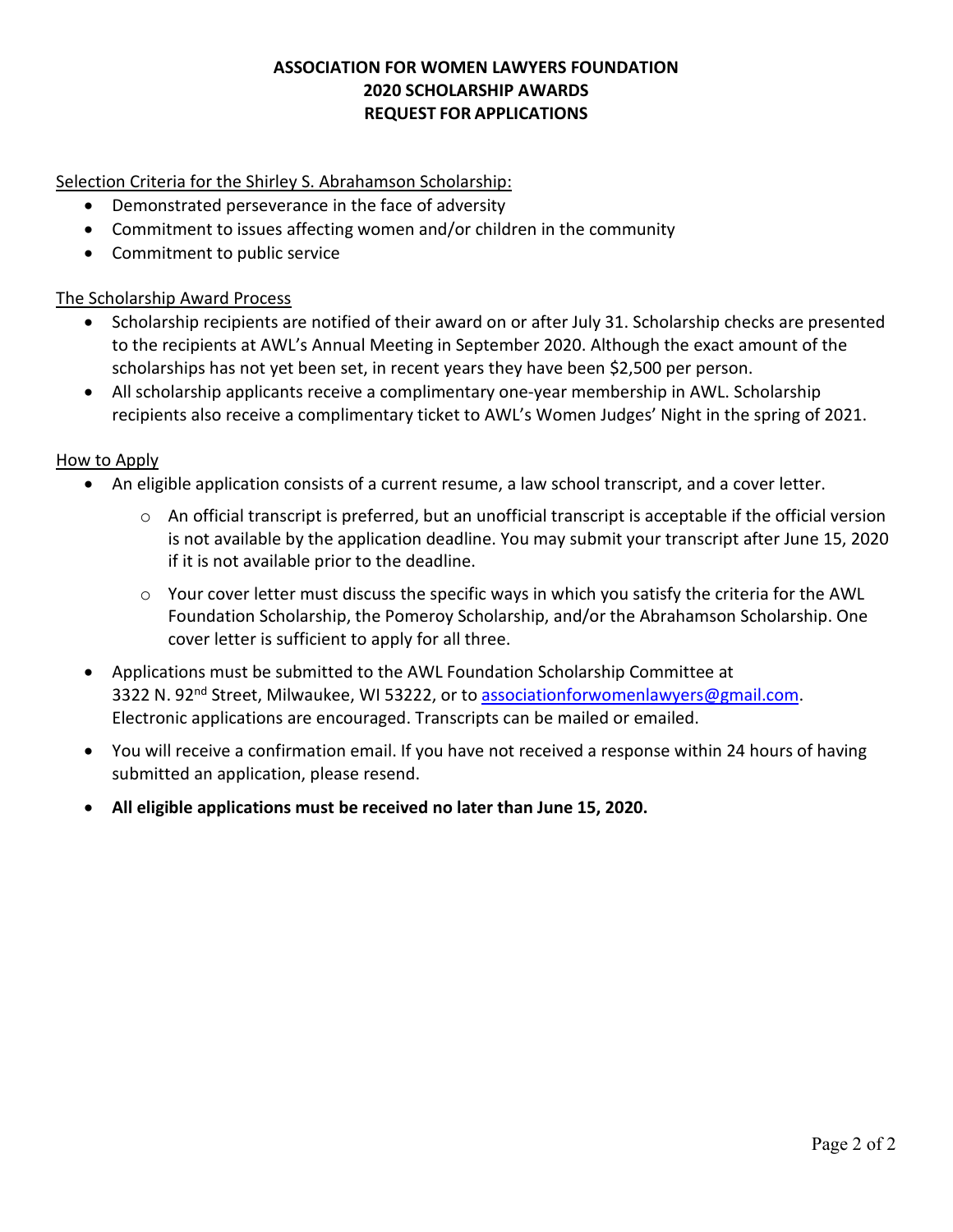# ASSOCIATION FOR WOMEN LAWYERS FOUNDATION
# 2020 SCHOLARSHIP AWARDS
# REQUEST FOR APPLICATIONS

Selection Criteria for the Shirley S. Abrahamson Scholarship:

- Demonstrated perseverance in the face of adversity
- Commitment to issues affecting women and/or children in the community
- Commitment to public service

The Scholarship Award Process

- Scholarship recipients are notified of their award on or after July 31. Scholarship checks are presented to the recipients at AWL's Annual Meeting in September 2020. Although the exact amount of the scholarships has not yet been set, in recent years they have been $2,500 per person.
- All scholarship applicants receive a complimentary one-year membership in AWL. Scholarship recipients also receive a complimentary ticket to AWL's Women Judges' Night in the spring of 2021.

How to Apply

- An eligible application consists of a current resume, a law school transcript, and a cover letter.
  - An official transcript is preferred, but an unofficial transcript is acceptable if the official version is not available by the application deadline. You may submit your transcript after June 15, 2020 if it is not available prior to the deadline.
  - Your cover letter must discuss the specific ways in which you satisfy the criteria for the AWL Foundation Scholarship, the Pomeroy Scholarship, and/or the Abrahamson Scholarship. One cover letter is sufficient to apply for all three.
- Applications must be submitted to the AWL Foundation Scholarship Committee at 3322 N. 92nd Street, Milwaukee, WI 53222, or to associationforwomenlawyers@gmail.com. Electronic applications are encouraged. Transcripts can be mailed or emailed.
- You will receive a confirmation email. If you have not received a response within 24 hours of having submitted an application, please resend.
- **All eligible applications must be received no later than June 15, 2020.**